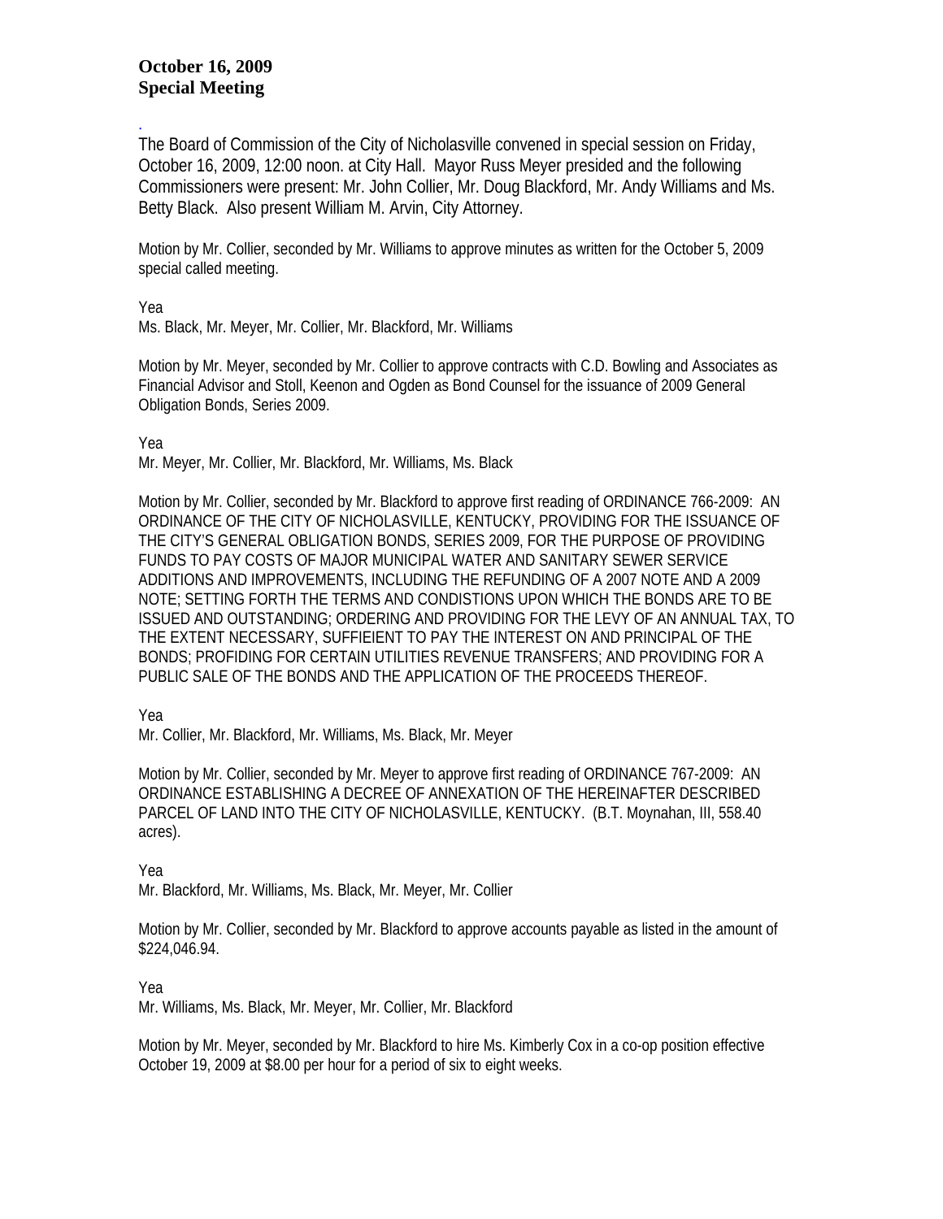**October 16, 2009**
**Special Meeting**

.

The Board of Commission of the City of Nicholasville convened in special session on Friday, October 16, 2009, 12:00 noon. at City Hall. Mayor Russ Meyer presided and the following Commissioners were present: Mr. John Collier, Mr. Doug Blackford, Mr. Andy Williams and Ms. Betty Black. Also present William M. Arvin, City Attorney.

Motion by Mr. Collier, seconded by Mr. Williams to approve minutes as written for the October 5, 2009 special called meeting.

Yea
Ms. Black, Mr. Meyer, Mr. Collier, Mr. Blackford, Mr. Williams

Motion by Mr. Meyer, seconded by Mr. Collier to approve contracts with C.D. Bowling and Associates as Financial Advisor and Stoll, Keenon and Ogden as Bond Counsel for the issuance of 2009 General Obligation Bonds, Series 2009.

Yea
Mr. Meyer, Mr. Collier, Mr. Blackford, Mr. Williams, Ms. Black

Motion by Mr. Collier, seconded by Mr. Blackford to approve first reading of ORDINANCE 766-2009: AN ORDINANCE OF THE CITY OF NICHOLASVILLE, KENTUCKY, PROVIDING FOR THE ISSUANCE OF THE CITY'S GENERAL OBLIGATION BONDS, SERIES 2009, FOR THE PURPOSE OF PROVIDING FUNDS TO PAY COSTS OF MAJOR MUNICIPAL WATER AND SANITARY SEWER SERVICE ADDITIONS AND IMPROVEMENTS, INCLUDING THE REFUNDING OF A 2007 NOTE AND A 2009 NOTE; SETTING FORTH THE TERMS AND CONDISTIONS UPON WHICH THE BONDS ARE TO BE ISSUED AND OUTSTANDING; ORDERING AND PROVIDING FOR THE LEVY OF AN ANNUAL TAX, TO THE EXTENT NECESSARY, SUFFIEIENT TO PAY THE INTEREST ON AND PRINCIPAL OF THE BONDS; PROFIDING FOR CERTAIN UTILITIES REVENUE TRANSFERS; AND PROVIDING FOR A PUBLIC SALE OF THE BONDS AND THE APPLICATION OF THE PROCEEDS THEREOF.

Yea
Mr. Collier, Mr. Blackford, Mr. Williams, Ms. Black, Mr. Meyer

Motion by Mr. Collier, seconded by Mr. Meyer to approve first reading of ORDINANCE 767-2009: AN ORDINANCE ESTABLISHING A DECREE OF ANNEXATION OF THE HEREINAFTER DESCRIBED PARCEL OF LAND INTO THE CITY OF NICHOLASVILLE, KENTUCKY. (B.T. Moynahan, III, 558.40 acres).

Yea
Mr. Blackford, Mr. Williams, Ms. Black, Mr. Meyer, Mr. Collier

Motion by Mr. Collier, seconded by Mr. Blackford to approve accounts payable as listed in the amount of $224,046.94.

Yea
Mr. Williams, Ms. Black, Mr. Meyer, Mr. Collier, Mr. Blackford

Motion by Mr. Meyer, seconded by Mr. Blackford to hire Ms. Kimberly Cox in a co-op position effective October 19, 2009 at $8.00 per hour for a period of six to eight weeks.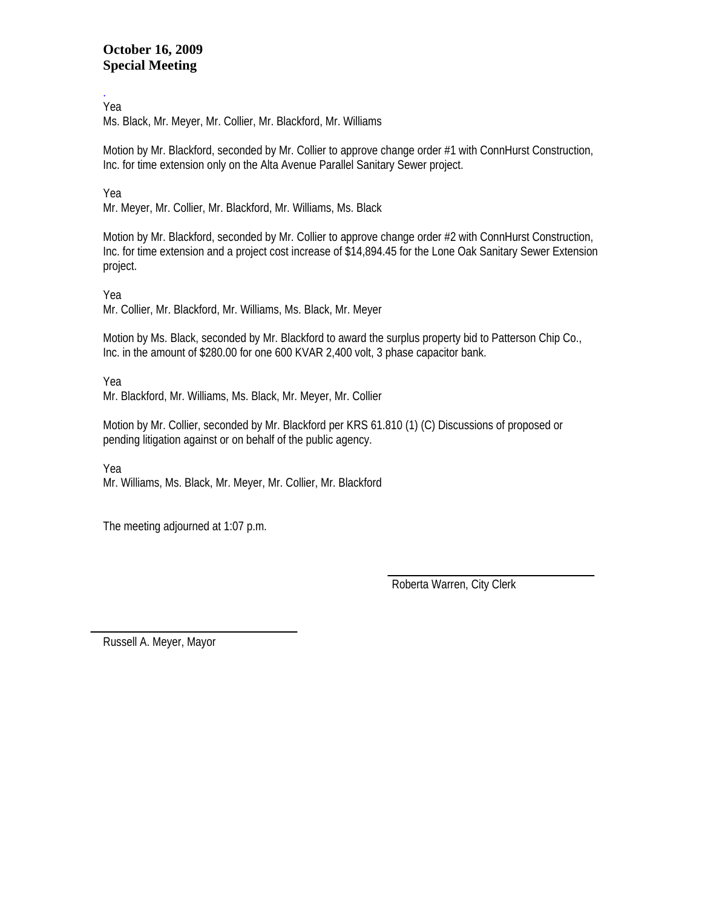**October 16, 2009**
**Special Meeting**

.
Yea
Ms. Black, Mr. Meyer, Mr. Collier, Mr. Blackford, Mr. Williams

Motion by Mr. Blackford, seconded by Mr. Collier to approve change order #1 with ConnHurst Construction, Inc. for time extension only on the Alta Avenue Parallel Sanitary Sewer project.

Yea
Mr. Meyer, Mr. Collier, Mr. Blackford, Mr. Williams, Ms. Black

Motion by Mr. Blackford, seconded by Mr. Collier to approve change order #2 with ConnHurst Construction, Inc. for time extension and a project cost increase of $14,894.45 for the Lone Oak Sanitary Sewer Extension project.

Yea
Mr. Collier, Mr. Blackford, Mr. Williams, Ms. Black, Mr. Meyer

Motion by Ms. Black, seconded by Mr. Blackford to award the surplus property bid to Patterson Chip Co., Inc. in the amount of $280.00 for one 600 KVAR 2,400 volt, 3 phase capacitor bank.

Yea
Mr. Blackford, Mr. Williams, Ms. Black, Mr. Meyer, Mr. Collier

Motion by Mr. Collier, seconded by Mr. Blackford per KRS 61.810 (1) (C) Discussions of proposed or pending litigation against or on behalf of the public agency.

Yea
Mr. Williams, Ms. Black, Mr. Meyer, Mr. Collier, Mr. Blackford

The meeting adjourned at 1:07 p.m.

Roberta Warren, City Clerk

Russell A. Meyer, Mayor